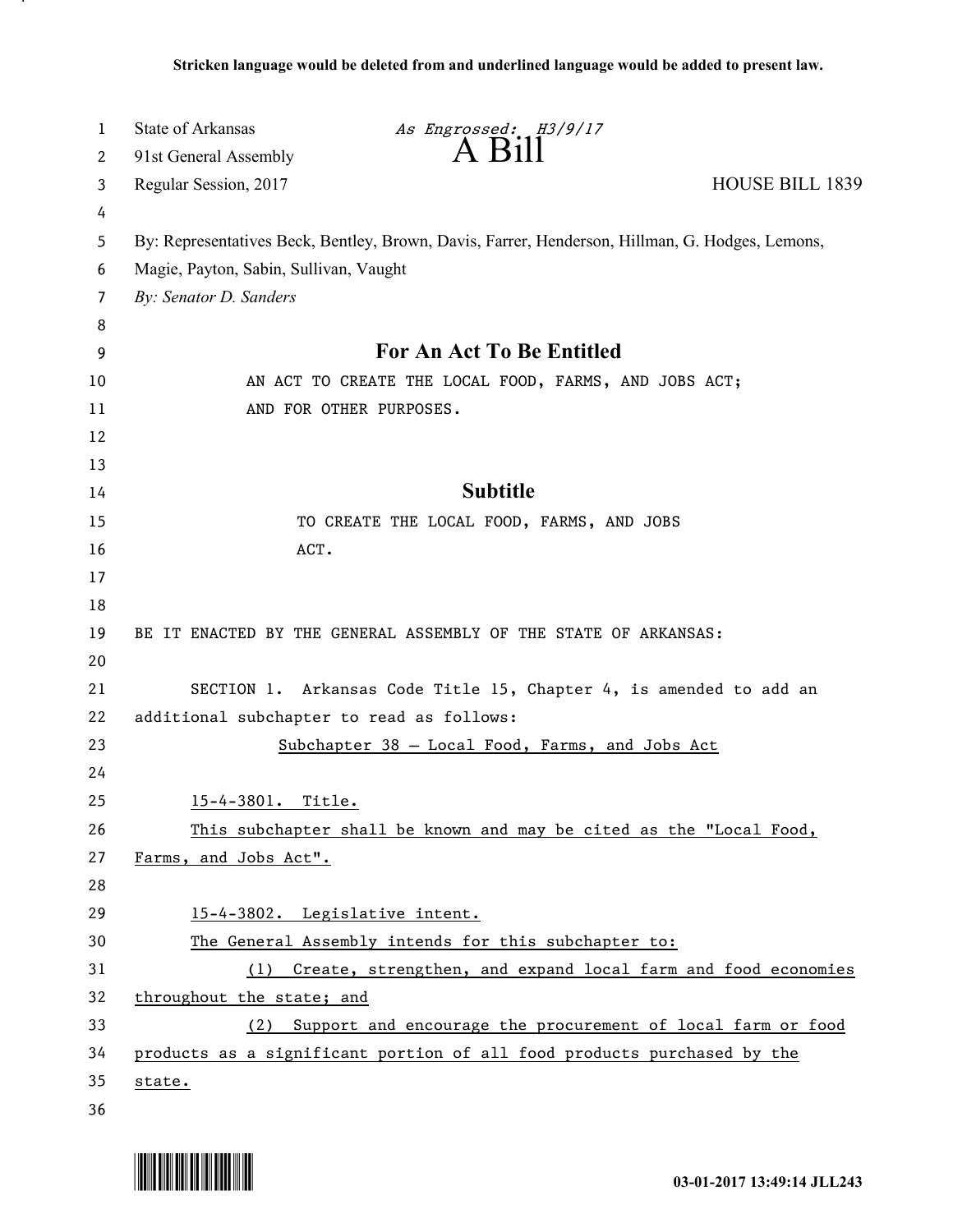**Stricken language would be deleted from and underlined language would be added to present law.**

State of Arkansas *As Engrossed: H3/9/17*
91st General Assembly **A Bill**
Regular Session, 2017 HOUSE BILL 1839

By: Representatives Beck, Bentley, Brown, Davis, Farrer, Henderson, Hillman, G. Hodges, Lemons, Magie, Payton, Sabin, Sullivan, Vaught
*By: Senator D. Sanders*

## For An Act To Be Entitled

AN ACT TO CREATE THE LOCAL FOOD, FARMS, AND JOBS ACT; AND FOR OTHER PURPOSES.

## Subtitle

TO CREATE THE LOCAL FOOD, FARMS, AND JOBS ACT.

BE IT ENACTED BY THE GENERAL ASSEMBLY OF THE STATE OF ARKANSAS:

SECTION 1. Arkansas Code Title 15, Chapter 4, is amended to add an additional subchapter to read as follows:

<u>Subchapter 38 — Local Food, Farms, and Jobs Act</u>

<u>15-4-3801. Title.</u>

<u>This subchapter shall be known and may be cited as the "Local Food, Farms, and Jobs Act".</u>

<u>15-4-3802. Legislative intent.</u>

<u>The General Assembly intends for this subchapter to:</u>

<u>(1) Create, strengthen, and expand local farm and food economies throughout the state; and</u>

<u>(2) Support and encourage the procurement of local farm or food products as a significant portion of all food products purchased by the state.</u>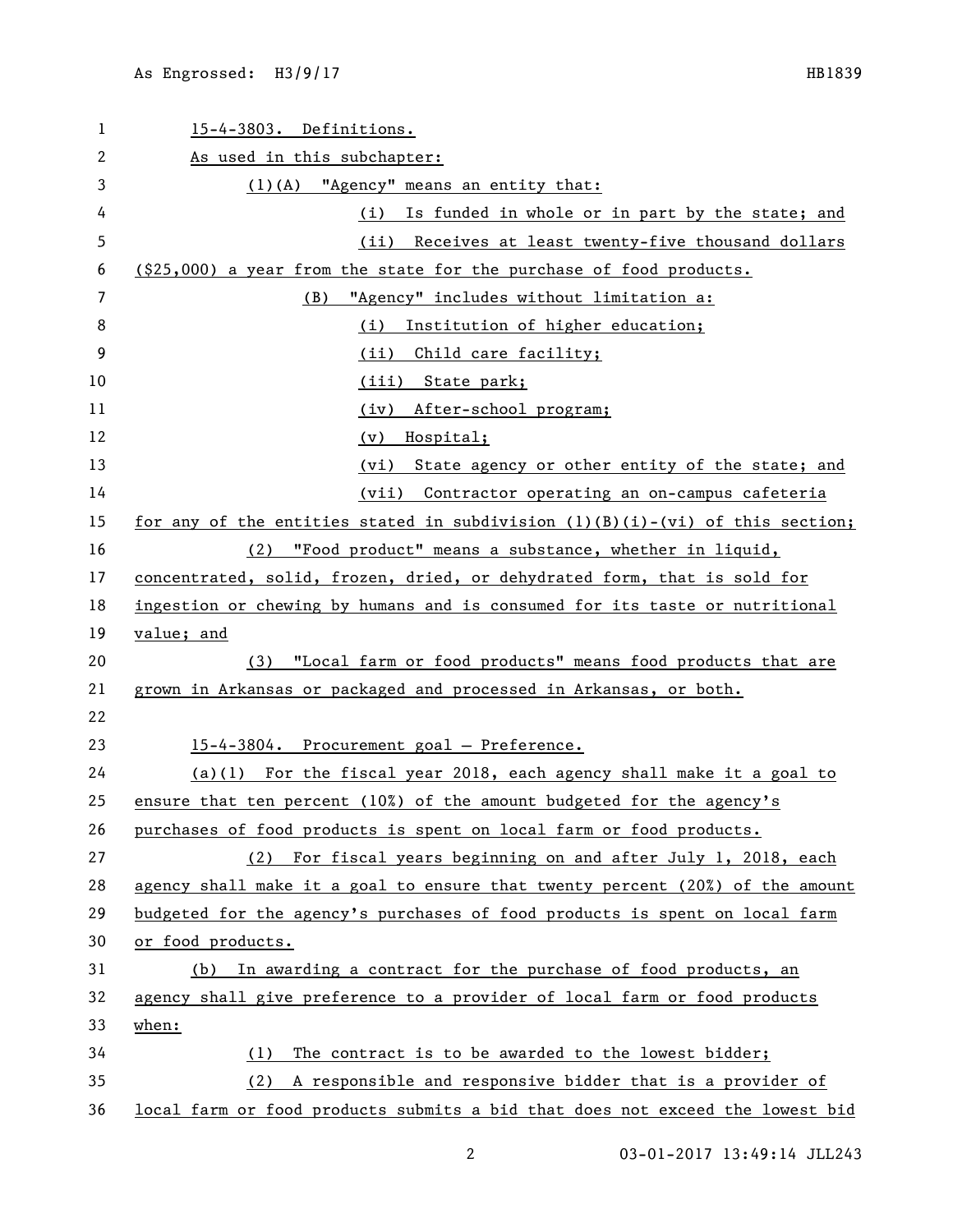15-4-3803. Definitions.

As used in this subchapter:

(1)(A) "Agency" means an entity that:

(i) Is funded in whole or in part by the state; and

(ii) Receives at least twenty-five thousand dollars ($25,000) a year from the state for the purchase of food products.

(B) "Agency" includes without limitation a:

(i) Institution of higher education;

(ii) Child care facility;

(iii) State park;

(iv) After-school program;

(v) Hospital;

(vi) State agency or other entity of the state; and

(vii) Contractor operating an on-campus cafeteria for any of the entities stated in subdivision (1)(B)(i)-(vi) of this section;

(2) "Food product" means a substance, whether in liquid, concentrated, solid, frozen, dried, or dehydrated form, that is sold for ingestion or chewing by humans and is consumed for its taste or nutritional value; and

(3) "Local farm or food products" means food products that are grown in Arkansas or packaged and processed in Arkansas, or both.

15-4-3804. Procurement goal — Preference.

(a)(1) For the fiscal year 2018, each agency shall make it a goal to ensure that ten percent (10%) of the amount budgeted for the agency's purchases of food products is spent on local farm or food products.

(2) For fiscal years beginning on and after July 1, 2018, each agency shall make it a goal to ensure that twenty percent (20%) of the amount budgeted for the agency's purchases of food products is spent on local farm or food products.

(b) In awarding a contract for the purchase of food products, an agency shall give preference to a provider of local farm or food products when:

(1) The contract is to be awarded to the lowest bidder;

(2) A responsible and responsive bidder that is a provider of local farm or food products submits a bid that does not exceed the lowest bid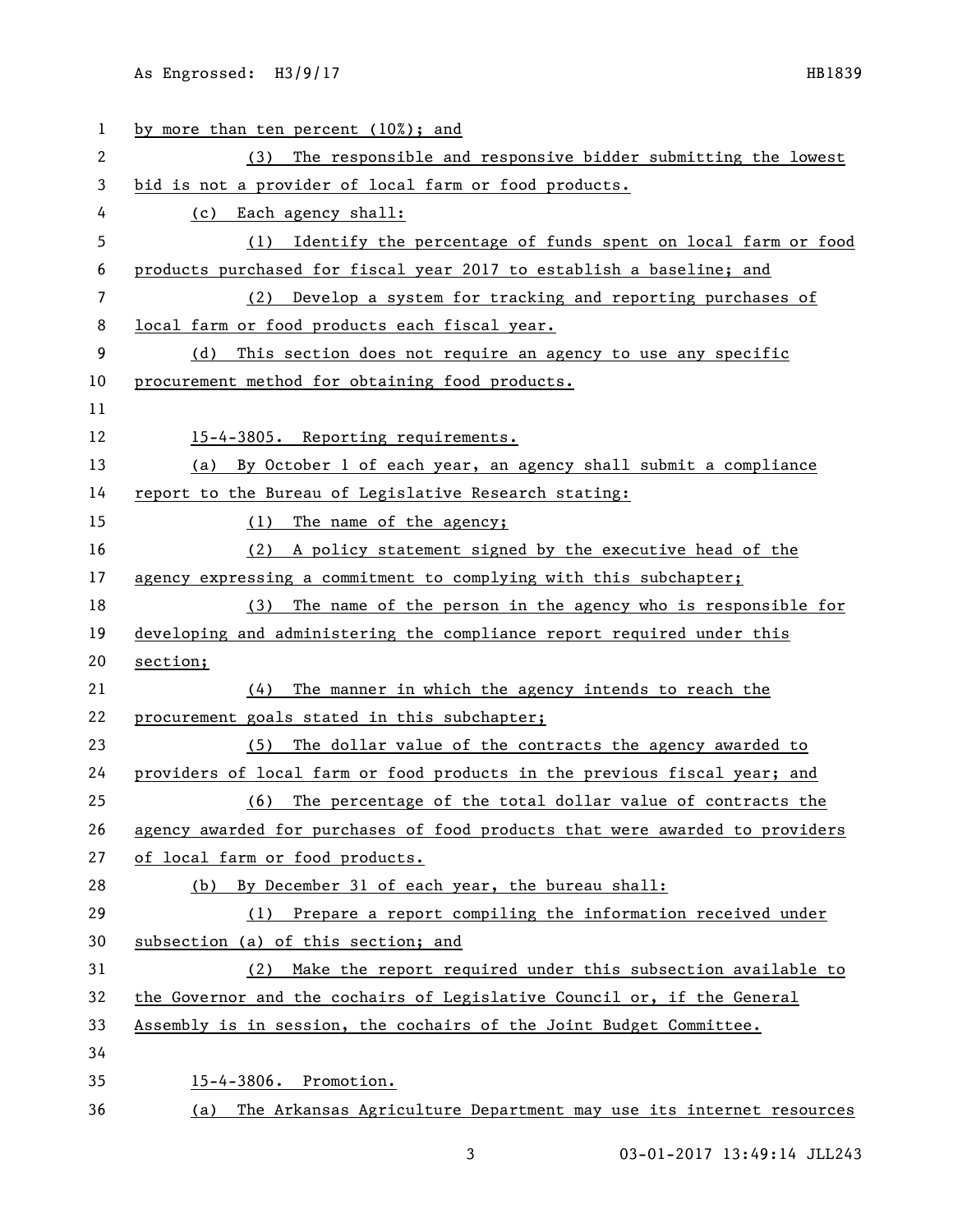by more than ten percent (10%); and

(3) The responsible and responsive bidder submitting the lowest bid is not a provider of local farm or food products.

(c) Each agency shall:

(1) Identify the percentage of funds spent on local farm or food products purchased for fiscal year 2017 to establish a baseline; and

(2) Develop a system for tracking and reporting purchases of local farm or food products each fiscal year.

(d) This section does not require an agency to use any specific procurement method for obtaining food products.

15-4-3805. Reporting requirements.

(a) By October 1 of each year, an agency shall submit a compliance report to the Bureau of Legislative Research stating:

(1) The name of the agency;

(2) A policy statement signed by the executive head of the agency expressing a commitment to complying with this subchapter;

(3) The name of the person in the agency who is responsible for developing and administering the compliance report required under this section;

(4) The manner in which the agency intends to reach the procurement goals stated in this subchapter;

(5) The dollar value of the contracts the agency awarded to providers of local farm or food products in the previous fiscal year; and

(6) The percentage of the total dollar value of contracts the agency awarded for purchases of food products that were awarded to providers of local farm or food products.

(b) By December 31 of each year, the bureau shall:

(1) Prepare a report compiling the information received under subsection (a) of this section; and

(2) Make the report required under this subsection available to the Governor and the cochairs of Legislative Council or, if the General Assembly is in session, the cochairs of the Joint Budget Committee.

15-4-3806. Promotion.

(a) The Arkansas Agriculture Department may use its internet resources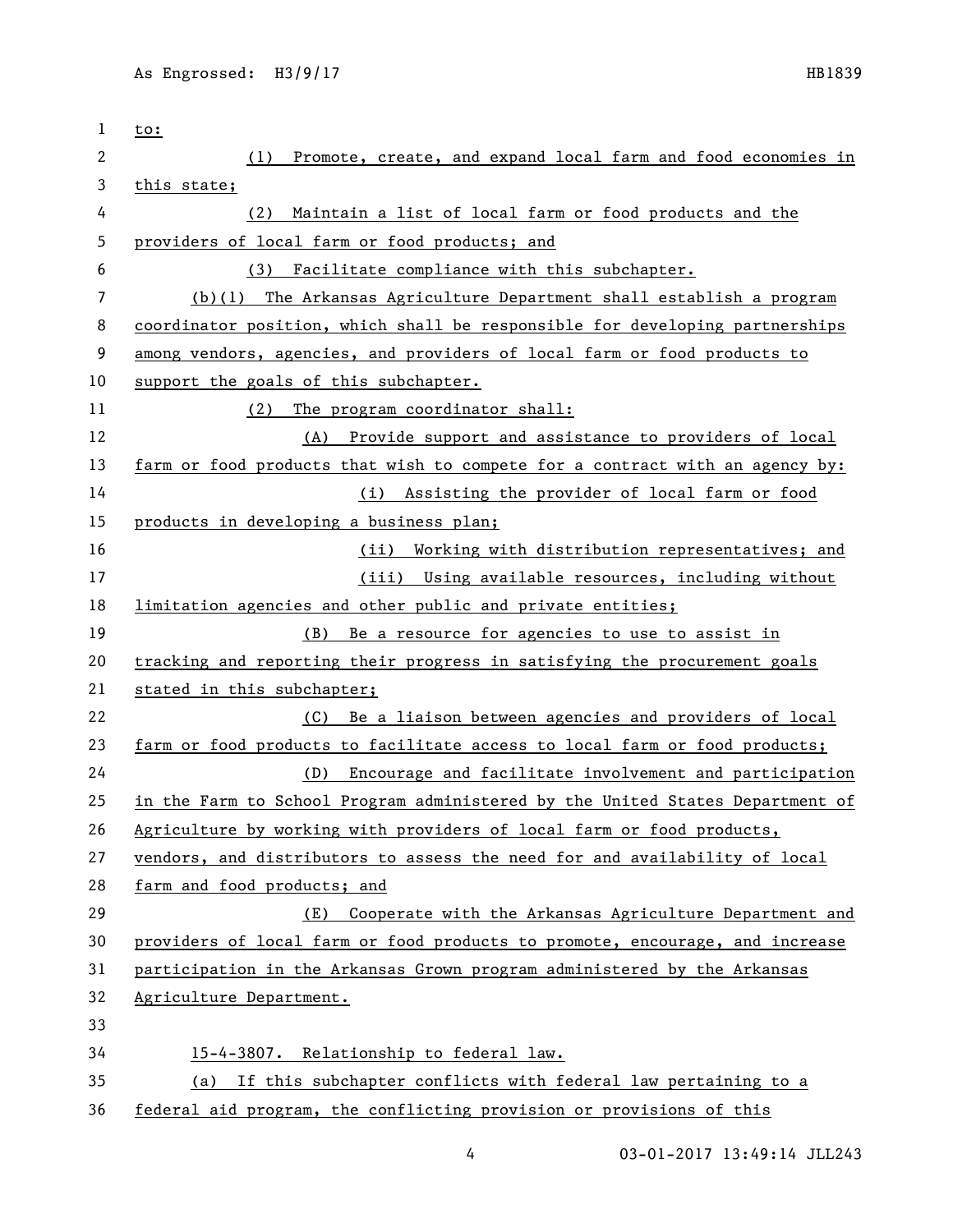to:

(1) Promote, create, and expand local farm and food economies in this state;

(2) Maintain a list of local farm or food products and the providers of local farm or food products; and

(3) Facilitate compliance with this subchapter.

(b)(1) The Arkansas Agriculture Department shall establish a program coordinator position, which shall be responsible for developing partnerships among vendors, agencies, and providers of local farm or food products to support the goals of this subchapter.

(2) The program coordinator shall:

(A) Provide support and assistance to providers of local farm or food products that wish to compete for a contract with an agency by:

(i) Assisting the provider of local farm or food products in developing a business plan;

(ii) Working with distribution representatives; and

(iii) Using available resources, including without limitation agencies and other public and private entities;

(B) Be a resource for agencies to use to assist in tracking and reporting their progress in satisfying the procurement goals stated in this subchapter;

(C) Be a liaison between agencies and providers of local farm or food products to facilitate access to local farm or food products;

(D) Encourage and facilitate involvement and participation in the Farm to School Program administered by the United States Department of Agriculture by working with providers of local farm or food products, vendors, and distributors to assess the need for and availability of local farm and food products; and

(E) Cooperate with the Arkansas Agriculture Department and providers of local farm or food products to promote, encourage, and increase participation in the Arkansas Grown program administered by the Arkansas Agriculture Department.

15-4-3807. Relationship to federal law.

(a) If this subchapter conflicts with federal law pertaining to a federal aid program, the conflicting provision or provisions of this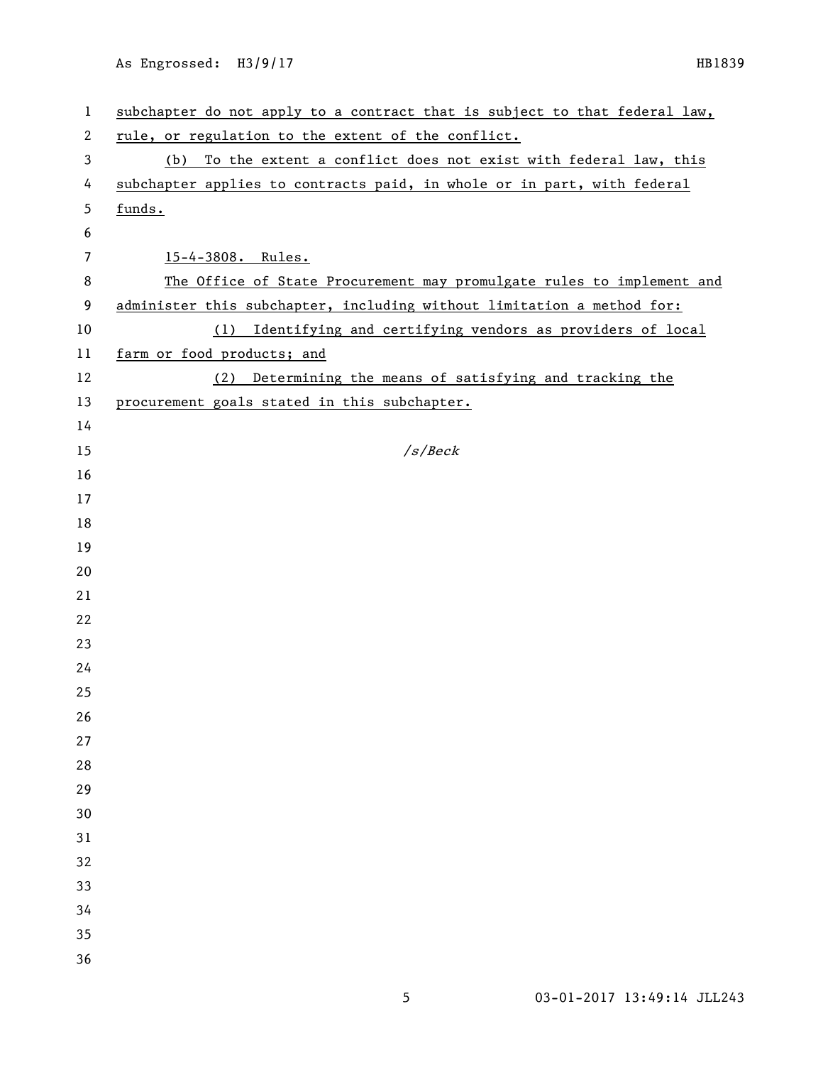subchapter do not apply to a contract that is subject to that federal law, rule, or regulation to the extent of the conflict.

(b) To the extent a conflict does not exist with federal law, this subchapter applies to contracts paid, in whole or in part, with federal funds.

15-4-3808. Rules.

The Office of State Procurement may promulgate rules to implement and administer this subchapter, including without limitation a method for:

(1) Identifying and certifying vendors as providers of local farm or food products; and

(2) Determining the means of satisfying and tracking the procurement goals stated in this subchapter.

*/s/Beck*